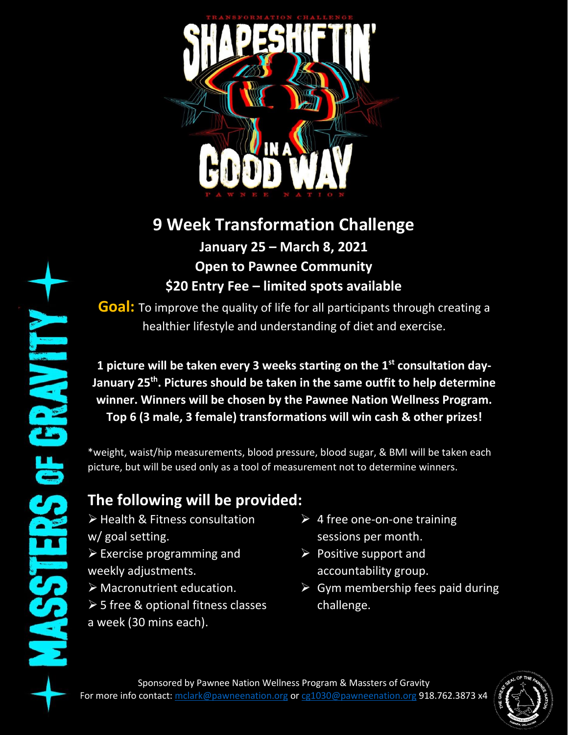TRANSFORMATION CHALLENGE

# SHAPESHIFTIN' IN A GOOD WAY

PAWNEE NATION

## 9 Week Transformation Challenge

**January 25 – March 8, 2021**

**Open to Pawnee Community**

**$20 Entry Fee – limited spots available**

**Goal:** To improve the quality of life for all participants through creating a healthier lifestyle and understanding of diet and exercise.

**1 picture will be taken every 3 weeks starting on the 1st consultation day- January 25th. Pictures should be taken in the same outfit to help determine winner. Winners will be chosen by the Pawnee Nation Wellness Program. Top 6 (3 male, 3 female) transformations will win cash & other prizes!**

*weight, waist/hip measurements, blood pressure, blood sugar, & BMI will be taken each picture, but will be used only as a tool of measurement not to determine winners.

## The following will be provided:

- Health & Fitness consultation w/ goal setting.
- Exercise programming and weekly adjustments.
- Macronutrient education.
- 5 free & optional fitness classes a week (30 mins each).
- 4 free one-on-one training sessions per month.
- Positive support and accountability group.
- Gym membership fees paid during challenge.

MASSTERS OF GRAVITY

Sponsored by Pawnee Nation Wellness Program & Massters of Gravity

For more info contact: mclark@pawneenation.org or cg1030@pawneenation.org 918.762.3873 x4

THE GREAT SEAL OF THE PAWNEE NATION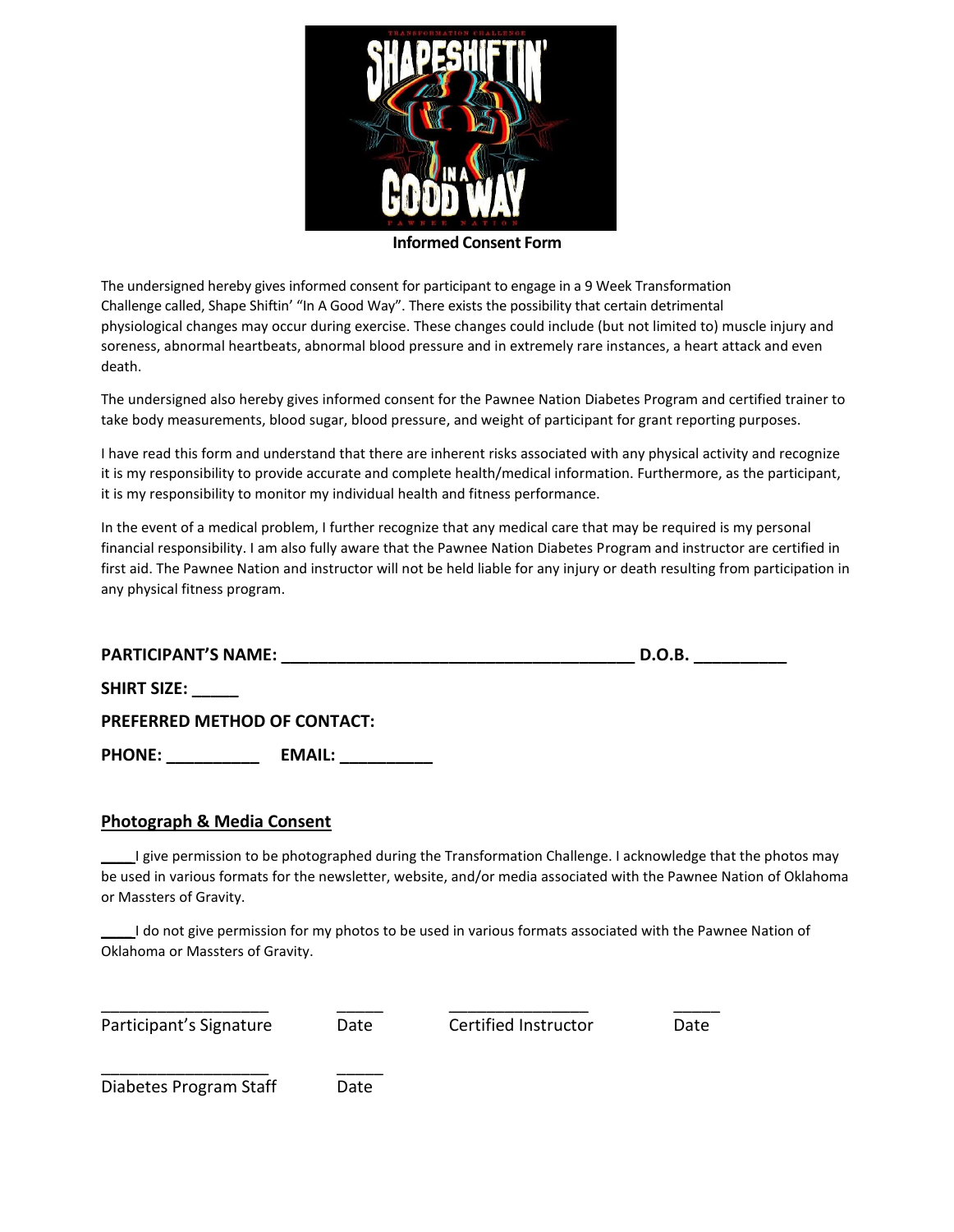**Informed Consent Form**

The undersigned hereby gives informed consent for participant to engage in a 9 Week Transformation Challenge called, Shape Shiftin' "In A Good Way". There exists the possibility that certain detrimental physiological changes may occur during exercise. These changes could include (but not limited to) muscle injury and soreness, abnormal heartbeats, abnormal blood pressure and in extremely rare instances, a heart attack and even death.

The undersigned also hereby gives informed consent for the Pawnee Nation Diabetes Program and certified trainer to take body measurements, blood sugar, blood pressure, and weight of participant for grant reporting purposes.

I have read this form and understand that there are inherent risks associated with any physical activity and recognize it is my responsibility to provide accurate and complete health/medical information. Furthermore, as the participant, it is my responsibility to monitor my individual health and fitness performance.

In the event of a medical problem, I further recognize that any medical care that may be required is my personal financial responsibility. I am also fully aware that the Pawnee Nation Diabetes Program and instructor are certified in first aid. The Pawnee Nation and instructor will not be held liable for any injury or death resulting from participation in any physical fitness program.

**PARTICIPANT'S NAME: _______________________________________ D.O.B. __________**

**SHIRT SIZE: _____**

**PREFERRED METHOD OF CONTACT:**

**PHONE: __________ EMAIL: __________**

**Photograph & Media Consent**

____I give permission to be photographed during the Transformation Challenge. I acknowledge that the photos may be used in various formats for the newsletter, website, and/or media associated with the Pawnee Nation of Oklahoma or Massters of Gravity.

____I do not give permission for my photos to be used in various formats associated with the Pawnee Nation of Oklahoma or Massters of Gravity.

___________________ _____ _______________ _____
Participant's Signature Date Certified Instructor Date

___________________ _____
Diabetes Program Staff Date